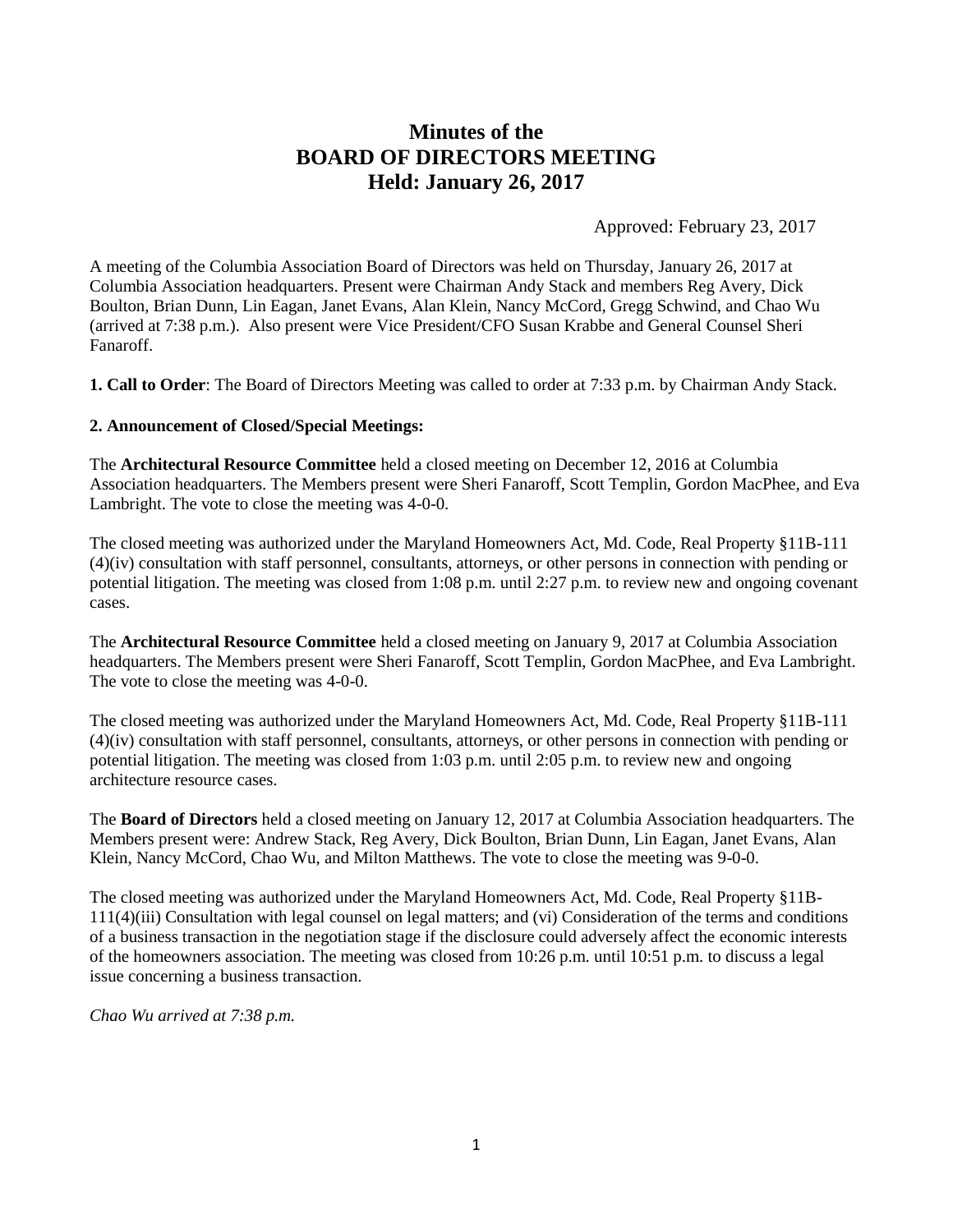# Minutes of the
# BOARD OF DIRECTORS MEETING
# Held: January 26, 2017

Approved: February 23, 2017

A meeting of the Columbia Association Board of Directors was held on Thursday, January 26, 2017 at Columbia Association headquarters. Present were Chairman Andy Stack and members Reg Avery, Dick Boulton, Brian Dunn, Lin Eagan, Janet Evans, Alan Klein, Nancy McCord, Gregg Schwind, and Chao Wu (arrived at 7:38 p.m.). Also present were Vice President/CFO Susan Krabbe and General Counsel Sheri Fanaroff.

**1. Call to Order**: The Board of Directors Meeting was called to order at 7:33 p.m. by Chairman Andy Stack.

**2. Announcement of Closed/Special Meetings:**

The **Architectural Resource Committee** held a closed meeting on December 12, 2016 at Columbia Association headquarters. The Members present were Sheri Fanaroff, Scott Templin, Gordon MacPhee, and Eva Lambright. The vote to close the meeting was 4-0-0.

The closed meeting was authorized under the Maryland Homeowners Act, Md. Code, Real Property §11B-111 (4)(iv) consultation with staff personnel, consultants, attorneys, or other persons in connection with pending or potential litigation. The meeting was closed from 1:08 p.m. until 2:27 p.m. to review new and ongoing covenant cases.

The **Architectural Resource Committee** held a closed meeting on January 9, 2017 at Columbia Association headquarters. The Members present were Sheri Fanaroff, Scott Templin, Gordon MacPhee, and Eva Lambright. The vote to close the meeting was 4-0-0.

The closed meeting was authorized under the Maryland Homeowners Act, Md. Code, Real Property §11B-111 (4)(iv) consultation with staff personnel, consultants, attorneys, or other persons in connection with pending or potential litigation. The meeting was closed from 1:03 p.m. until 2:05 p.m. to review new and ongoing architecture resource cases.

The **Board of Directors** held a closed meeting on January 12, 2017 at Columbia Association headquarters. The Members present were: Andrew Stack, Reg Avery, Dick Boulton, Brian Dunn, Lin Eagan, Janet Evans, Alan Klein, Nancy McCord, Chao Wu, and Milton Matthews. The vote to close the meeting was 9-0-0.

The closed meeting was authorized under the Maryland Homeowners Act, Md. Code, Real Property §11B-111(4)(iii) Consultation with legal counsel on legal matters; and (vi) Consideration of the terms and conditions of a business transaction in the negotiation stage if the disclosure could adversely affect the economic interests of the homeowners association. The meeting was closed from 10:26 p.m. until 10:51 p.m. to discuss a legal issue concerning a business transaction.

*Chao Wu arrived at 7:38 p.m.*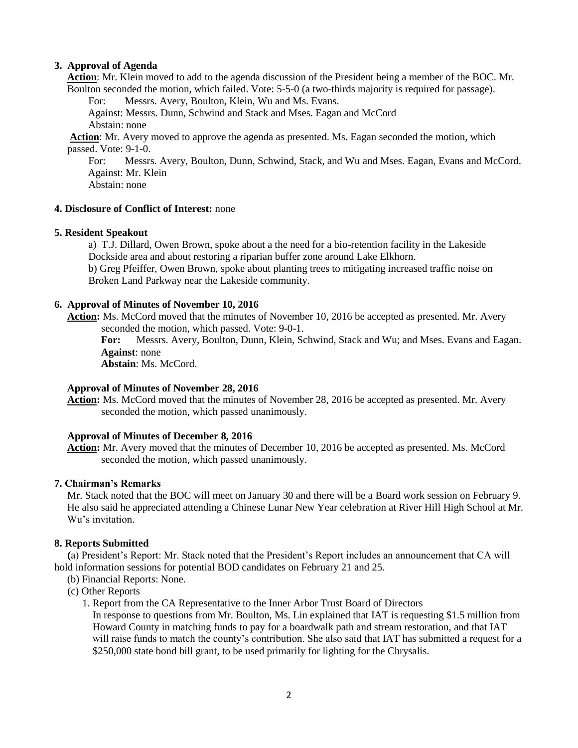**3. Approval of Agenda**

**Action**: Mr. Klein moved to add to the agenda discussion of the President being a member of the BOC. Mr. Boulton seconded the motion, which failed. Vote: 5-5-0 (a two-thirds majority is required for passage).

For: Messrs. Avery, Boulton, Klein, Wu and Ms. Evans.
Against: Messrs. Dunn, Schwind and Stack and Mses. Eagan and McCord
Abstain: none

**Action**: Mr. Avery moved to approve the agenda as presented. Ms. Eagan seconded the motion, which passed. Vote: 9-1-0.

For: Messrs. Avery, Boulton, Dunn, Schwind, Stack, and Wu and Mses. Eagan, Evans and McCord.
Against: Mr. Klein
Abstain: none

**4. Disclosure of Conflict of Interest:** none

**5. Resident Speakout**

a) T.J. Dillard, Owen Brown, spoke about a the need for a bio-retention facility in the Lakeside Dockside area and about restoring a riparian buffer zone around Lake Elkhorn.
b) Greg Pfeiffer, Owen Brown, spoke about planting trees to mitigating increased traffic noise on Broken Land Parkway near the Lakeside community.

**6. Approval of Minutes of November 10, 2016**

**Action:** Ms. McCord moved that the minutes of November 10, 2016 be accepted as presented. Mr. Avery seconded the motion, which passed. Vote: 9-0-1.

**For:** Messrs. Avery, Boulton, Dunn, Klein, Schwind, Stack and Wu; and Mses. Evans and Eagan.
**Against**: none
**Abstain**: Ms. McCord.

**Approval of Minutes of November 28, 2016**

**Action:** Ms. McCord moved that the minutes of November 28, 2016 be accepted as presented. Mr. Avery seconded the motion, which passed unanimously.

**Approval of Minutes of December 8, 2016**

**Action:** Mr. Avery moved that the minutes of December 10, 2016 be accepted as presented. Ms. McCord seconded the motion, which passed unanimously.

**7. Chairman's Remarks**

Mr. Stack noted that the BOC will meet on January 30 and there will be a Board work session on February 9. He also said he appreciated attending a Chinese Lunar New Year celebration at River Hill High School at Mr. Wu's invitation.

**8. Reports Submitted**

**(**a) President's Report: Mr. Stack noted that the President's Report includes an announcement that CA will hold information sessions for potential BOD candidates on February 21 and 25.

(b) Financial Reports: None.

(c) Other Reports

1. Report from the CA Representative to the Inner Arbor Trust Board of Directors
In response to questions from Mr. Boulton, Ms. Lin explained that IAT is requesting $1.5 million from Howard County in matching funds to pay for a boardwalk path and stream restoration, and that IAT will raise funds to match the county's contribution. She also said that IAT has submitted a request for a $250,000 state bond bill grant, to be used primarily for lighting for the Chrysalis.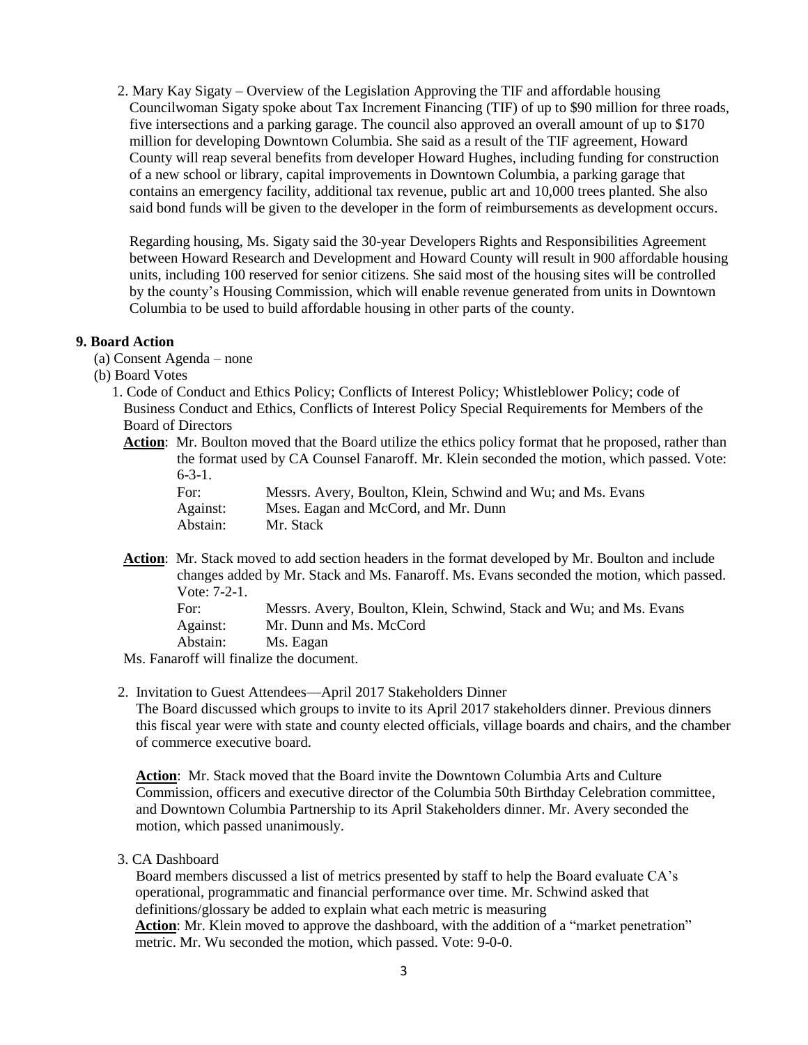2. Mary Kay Sigaty – Overview of the Legislation Approving the TIF and affordable housing
   Councilwoman Sigaty spoke about Tax Increment Financing (TIF) of up to $90 million for three roads, five intersections and a parking garage. The council also approved an overall amount of up to $170 million for developing Downtown Columbia. She said as a result of the TIF agreement, Howard County will reap several benefits from developer Howard Hughes, including funding for construction of a new school or library, capital improvements in Downtown Columbia, a parking garage that contains an emergency facility, additional tax revenue, public art and 10,000 trees planted. She also said bond funds will be given to the developer in the form of reimbursements as development occurs.

   Regarding housing, Ms. Sigaty said the 30-year Developers Rights and Responsibilities Agreement between Howard Research and Development and Howard County will result in 900 affordable housing units, including 100 reserved for senior citizens. She said most of the housing sites will be controlled by the county's Housing Commission, which will enable revenue generated from units in Downtown Columbia to be used to build affordable housing in other parts of the county.

**9. Board Action**

(a) Consent Agenda – none

(b) Board Votes

1. Code of Conduct and Ethics Policy; Conflicts of Interest Policy; Whistleblower Policy; code of Business Conduct and Ethics, Conflicts of Interest Policy Special Requirements for Members of the Board of Directors

   **Action**: Mr. Boulton moved that the Board utilize the ethics policy format that he proposed, rather than the format used by CA Counsel Fanaroff. Mr. Klein seconded the motion, which passed. Vote: 6-3-1.

   | | |
   |---|---|
   | For: | Messrs. Avery, Boulton, Klein, Schwind and Wu; and Ms. Evans |
   | Against: | Mses. Eagan and McCord, and Mr. Dunn |
   | Abstain: | Mr. Stack |

   **Action**: Mr. Stack moved to add section headers in the format developed by Mr. Boulton and include changes added by Mr. Stack and Ms. Fanaroff. Ms. Evans seconded the motion, which passed. Vote: 7-2-1.

   | | |
   |---|---|
   | For: | Messrs. Avery, Boulton, Klein, Schwind, Stack and Wu; and Ms. Evans |
   | Against: | Mr. Dunn and Ms. McCord |
   | Abstain: | Ms. Eagan |

   Ms. Fanaroff will finalize the document.

2. Invitation to Guest Attendees—April 2017 Stakeholders Dinner
   The Board discussed which groups to invite to its April 2017 stakeholders dinner. Previous dinners this fiscal year were with state and county elected officials, village boards and chairs, and the chamber of commerce executive board.

   **Action**: Mr. Stack moved that the Board invite the Downtown Columbia Arts and Culture Commission, officers and executive director of the Columbia 50th Birthday Celebration committee, and Downtown Columbia Partnership to its April Stakeholders dinner. Mr. Avery seconded the motion, which passed unanimously.

3. CA Dashboard
   Board members discussed a list of metrics presented by staff to help the Board evaluate CA's operational, programmatic and financial performance over time. Mr. Schwind asked that definitions/glossary be added to explain what each metric is measuring
   **Action**: Mr. Klein moved to approve the dashboard, with the addition of a "market penetration" metric. Mr. Wu seconded the motion, which passed. Vote: 9-0-0.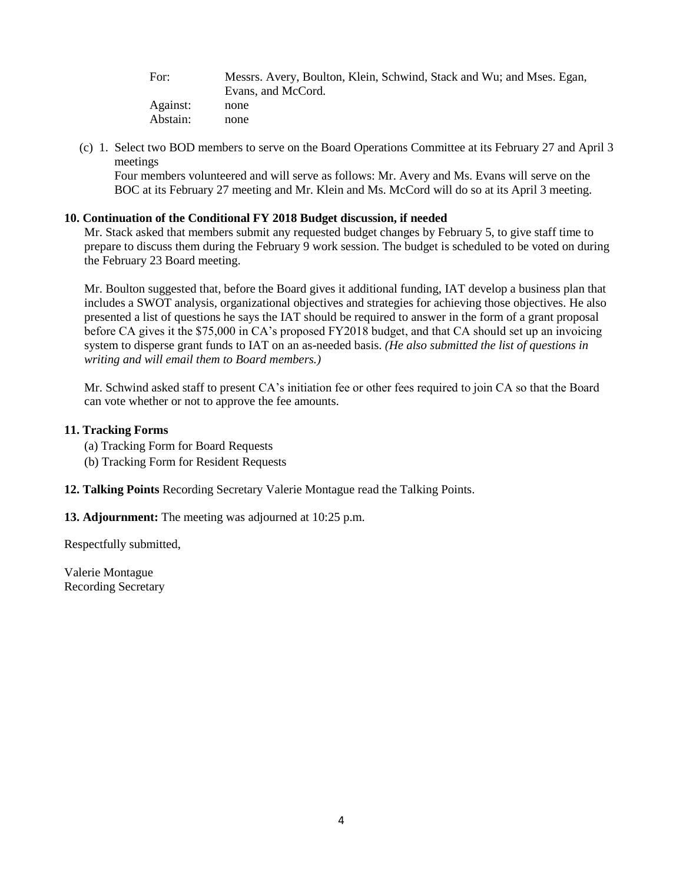| | |
|---|---|
| For: | Messrs. Avery, Boulton, Klein, Schwind, Stack and Wu; and Mses. Egan, Evans, and McCord. |
| Against: | none |
| Abstain: | none |

(c) 1. Select two BOD members to serve on the Board Operations Committee at its February 27 and April 3 meetings
Four members volunteered and will serve as follows: Mr. Avery and Ms. Evans will serve on the BOC at its February 27 meeting and Mr. Klein and Ms. McCord will do so at its April 3 meeting.

**10. Continuation of the Conditional FY 2018 Budget discussion, if needed**

Mr. Stack asked that members submit any requested budget changes by February 5, to give staff time to prepare to discuss them during the February 9 work session. The budget is scheduled to be voted on during the February 23 Board meeting.

Mr. Boulton suggested that, before the Board gives it additional funding, IAT develop a business plan that includes a SWOT analysis, organizational objectives and strategies for achieving those objectives. He also presented a list of questions he says the IAT should be required to answer in the form of a grant proposal before CA gives it the $75,000 in CA's proposed FY2018 budget, and that CA should set up an invoicing system to disperse grant funds to IAT on an as-needed basis. *(He also submitted the list of questions in writing and will email them to Board members.)*

Mr. Schwind asked staff to present CA's initiation fee or other fees required to join CA so that the Board can vote whether or not to approve the fee amounts.

**11. Tracking Forms**

(a) Tracking Form for Board Requests
(b) Tracking Form for Resident Requests

**12. Talking Points** Recording Secretary Valerie Montague read the Talking Points.

**13. Adjournment:** The meeting was adjourned at 10:25 p.m.

Respectfully submitted,

Valerie Montague
Recording Secretary